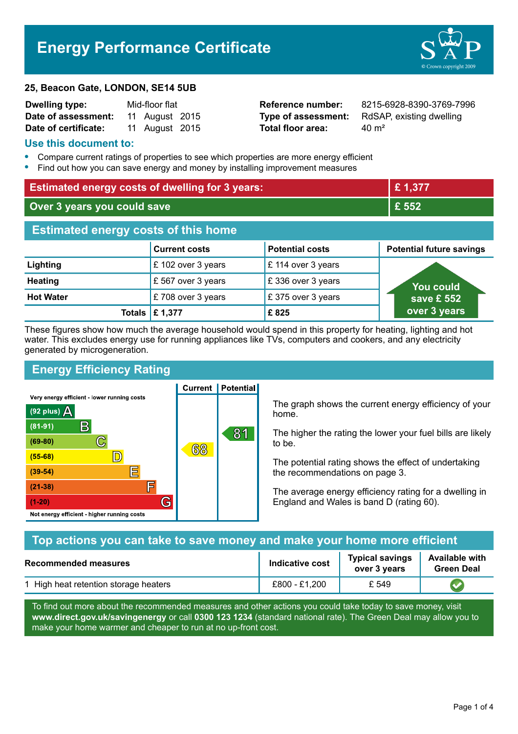# Energy Performance Certificate

**25, Beacon Gate, LONDON, SE14 5UB**

| | | | |
|---|---|---|---|
| **Dwelling type:** | Mid-floor flat | **Reference number:** | 8215-6928-8390-3769-7996 |
| **Date of assessment:** | 11 August 2015 | **Type of assessment:** | RdSAP, existing dwelling |
| **Date of certificate:** | 11 August 2015 | **Total floor area:** | 40 m² |

## Use this document to:

- Compare current ratings of properties to see which properties are more energy efficient
- Find out how you can save energy and money by installing improvement measures

| | |
|---|---|
| **Estimated energy costs of dwelling for 3 years:** | **£ 1,377** |
| **Over 3 years you could save** | **£ 552** |

## Estimated energy costs of this home

| | Current costs | Potential costs | Potential future savings |
|---|---|---|---|
| **Lighting** | £ 102 over 3 years | £ 114 over 3 years | You could save £ 552 over 3 years |
| **Heating** | £ 567 over 3 years | £ 336 over 3 years | |
| **Hot Water** | £ 708 over 3 years | £ 375 over 3 years | |
| **Totals** | **£ 1,377** | **£ 825** | |

These figures show how much the average household would spend in this property for heating, lighting and hot water. This excludes energy use for running appliances like TVs, computers and cookers, and any electricity generated by microgeneration.

## Energy Efficiency Rating

| Rating band | Current | Potential |
|---|---|---|
| Very energy efficient - lower running costs | | |
| (92 plus) A | | |
| (81-91) B | | 81 |
| (69-80) C | | |
| (55-68) D | 68 | |
| (39-54) E | | |
| (21-38) F | | |
| (1-20) G | | |
| Not energy efficient - higher running costs | | |

The graph shows the current energy efficiency of your home.

The higher the rating the lower your fuel bills are likely to be.

The potential rating shows the effect of undertaking the recommendations on page 3.

The average energy efficiency rating for a dwelling in England and Wales is band D (rating 60).

## Top actions you can take to save money and make your home more efficient

| Recommended measures | Indicative cost | Typical savings over 3 years | Available with Green Deal |
|---|---|---|---|
| 1 High heat retention storage heaters | £800 - £1,200 | £ 549 | ✔ |

To find out more about the recommended measures and other actions you could take today to save money, visit **www.direct.gov.uk/savingenergy** or call **0300 123 1234** (standard national rate). The Green Deal may allow you to make your home warmer and cheaper to run at no up-front cost.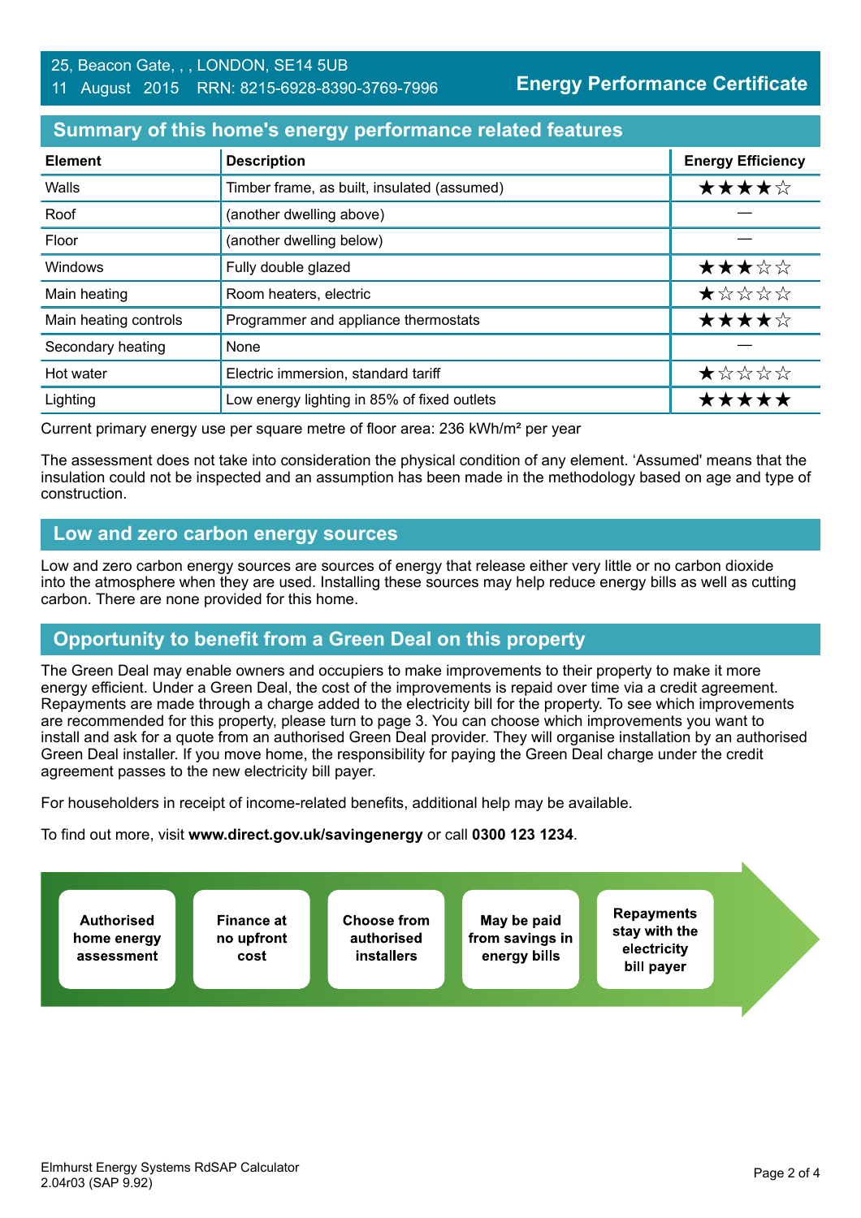25, Beacon Gate, , , LONDON, SE14 5UB
11 August 2015 RRN: 8215-6928-8390-3769-7996

**Energy Performance Certificate**

## Summary of this home's energy performance related features

| Element | Description | Energy Efficiency |
|---|---|---|
| Walls | Timber frame, as built, insulated (assumed) | ★★★★☆ |
| Roof | (another dwelling above) | — |
| Floor | (another dwelling below) | — |
| Windows | Fully double glazed | ★★★☆☆ |
| Main heating | Room heaters, electric | ★☆☆☆☆ |
| Main heating controls | Programmer and appliance thermostats | ★★★★☆ |
| Secondary heating | None | — |
| Hot water | Electric immersion, standard tariff | ★☆☆☆☆ |
| Lighting | Low energy lighting in 85% of fixed outlets | ★★★★★ |

Current primary energy use per square metre of floor area: 236 kWh/m² per year

The assessment does not take into consideration the physical condition of any element. 'Assumed' means that the insulation could not be inspected and an assumption has been made in the methodology based on age and type of construction.

## Low and zero carbon energy sources

Low and zero carbon energy sources are sources of energy that release either very little or no carbon dioxide into the atmosphere when they are used. Installing these sources may help reduce energy bills as well as cutting carbon. There are none provided for this home.

## Opportunity to benefit from a Green Deal on this property

The Green Deal may enable owners and occupiers to make improvements to their property to make it more energy efficient. Under a Green Deal, the cost of the improvements is repaid over time via a credit agreement. Repayments are made through a charge added to the electricity bill for the property. To see which improvements are recommended for this property, please turn to page 3. You can choose which improvements you want to install and ask for a quote from an authorised Green Deal provider. They will organise installation by an authorised Green Deal installer. If you move home, the responsibility for paying the Green Deal charge under the credit agreement passes to the new electricity bill payer.

For householders in receipt of income-related benefits, additional help may be available.

To find out more, visit **www.direct.gov.uk/savingenergy** or call **0300 123 1234**.

- **Authorised home energy assessment**
- **Finance at no upfront cost**
- **Choose from authorised installers**
- **May be paid from savings in energy bills**
- **Repayments stay with the electricity bill payer**

Elmhurst Energy Systems RdSAP Calculator 2.04r03 (SAP 9.92)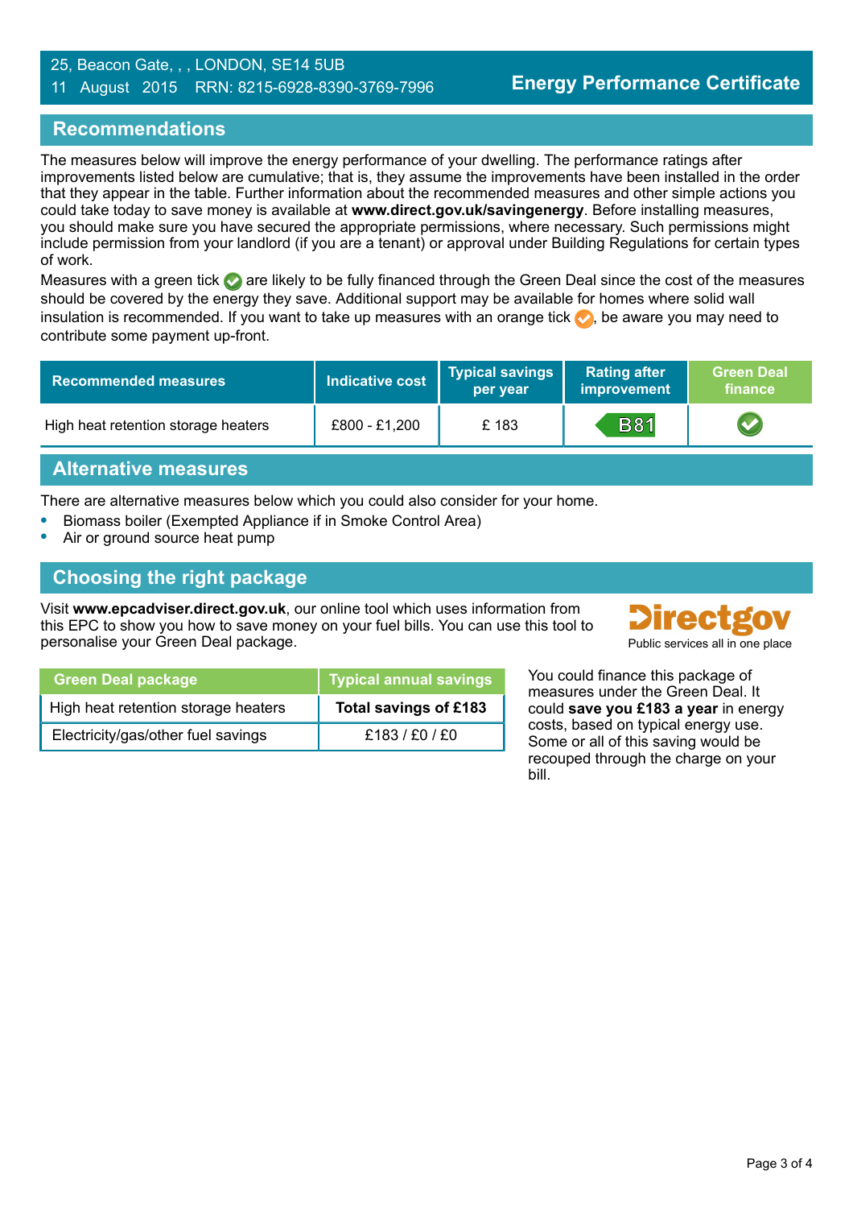25, Beacon Gate, , , LONDON, SE14 5UB
11 August 2015 RRN: 8215-6928-8390-3769-7996

**Energy Performance Certificate**

## Recommendations

The measures below will improve the energy performance of your dwelling. The performance ratings after improvements listed below are cumulative; that is, they assume the improvements have been installed in the order that they appear in the table. Further information about the recommended measures and other simple actions you could take today to save money is available at **www.direct.gov.uk/savingenergy**. Before installing measures, you should make sure you have secured the appropriate permissions, where necessary. Such permissions might include permission from your landlord (if you are a tenant) or approval under Building Regulations for certain types of work.

Measures with a green tick ✓ are likely to be fully financed through the Green Deal since the cost of the measures should be covered by the energy they save. Additional support may be available for homes where solid wall insulation is recommended. If you want to take up measures with an orange tick ✓, be aware you may need to contribute some payment up-front.

| Recommended measures | Indicative cost | Typical savings per year | Rating after improvement | Green Deal finance |
|---|---|---|---|---|
| High heat retention storage heaters | £800 - £1,200 | £ 183 | B81 | ✓ |

## Alternative measures

There are alternative measures below which you could also consider for your home.

- Biomass boiler (Exempted Appliance if in Smoke Control Area)
- Air or ground source heat pump

## Choosing the right package

Visit **www.epcadviser.direct.gov.uk**, our online tool which uses information from this EPC to show you how to save money on your fuel bills. You can use this tool to personalise your Green Deal package.

Directgov
Public services all in one place

| Green Deal package | Typical annual savings |
|---|---|
| High heat retention storage heaters | **Total savings of £183** |
| Electricity/gas/other fuel savings | £183 / £0 / £0 |

You could finance this package of measures under the Green Deal. It could **save you £183 a year** in energy costs, based on typical energy use. Some or all of this saving would be recouped through the charge on your bill.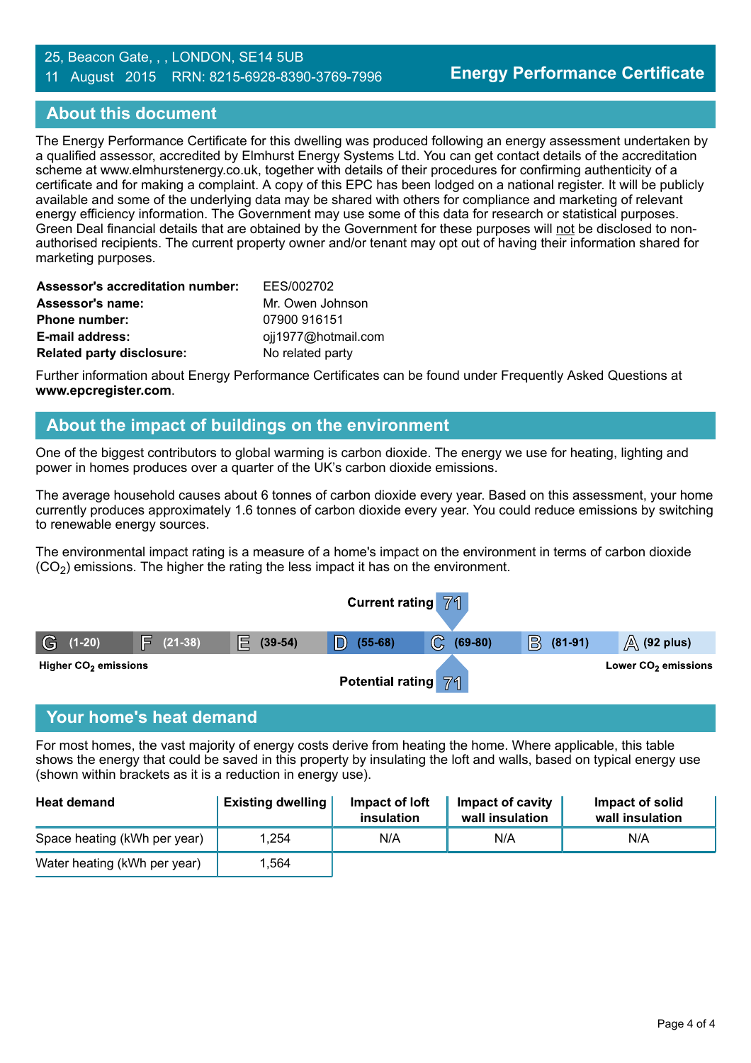25, Beacon Gate, , , LONDON, SE14 5UB
11 August 2015 RRN: 8215-6928-8390-3769-7996

**Energy Performance Certificate**

## About this document

The Energy Performance Certificate for this dwelling was produced following an energy assessment undertaken by a qualified assessor, accredited by Elmhurst Energy Systems Ltd. You can get contact details of the accreditation scheme at www.elmhurstenergy.co.uk, together with details of their procedures for confirming authenticity of a certificate and for making a complaint. A copy of this EPC has been lodged on a national register. It will be publicly available and some of the underlying data may be shared with others for compliance and marketing of relevant energy efficiency information. The Government may use some of this data for research or statistical purposes. Green Deal financial details that are obtained by the Government for these purposes will not be disclosed to non-authorised recipients. The current property owner and/or tenant may opt out of having their information shared for marketing purposes.

| | |
|---|---|
| **Assessor's accreditation number:** | EES/002702 |
| **Assessor's name:** | Mr. Owen Johnson |
| **Phone number:** | 07900 916151 |
| **E-mail address:** | ojj1977@hotmail.com |
| **Related party disclosure:** | No related party |

Further information about Energy Performance Certificates can be found under Frequently Asked Questions at **www.epcregister.com**.

## About the impact of buildings on the environment

One of the biggest contributors to global warming is carbon dioxide. The energy we use for heating, lighting and power in homes produces over a quarter of the UK's carbon dioxide emissions.

The average household causes about 6 tonnes of carbon dioxide every year. Based on this assessment, your home currently produces approximately 1.6 tonnes of carbon dioxide every year. You could reduce emissions by switching to renewable energy sources.

The environmental impact rating is a measure of a home's impact on the environment in terms of carbon dioxide ($CO_2$) emissions. The higher the rating the less impact it has on the environment.

Current rating 71

G (1-20)
F (21-38)
E (39-54)
D (55-68)
C (69-80)
B (81-91)
A (92 plus)

Higher $CO_2$ emissions
Lower $CO_2$ emissions

Potential rating 71

## Your home's heat demand

For most homes, the vast majority of energy costs derive from heating the home. Where applicable, this table shows the energy that could be saved in this property by insulating the loft and walls, based on typical energy use (shown within brackets as it is a reduction in energy use).

| Heat demand | Existing dwelling | Impact of loft insulation | Impact of cavity wall insulation | Impact of solid wall insulation |
|---|---|---|---|---|
| Space heating (kWh per year) | 1,254 | N/A | N/A | N/A |
| Water heating (kWh per year) | 1,564 | | | |